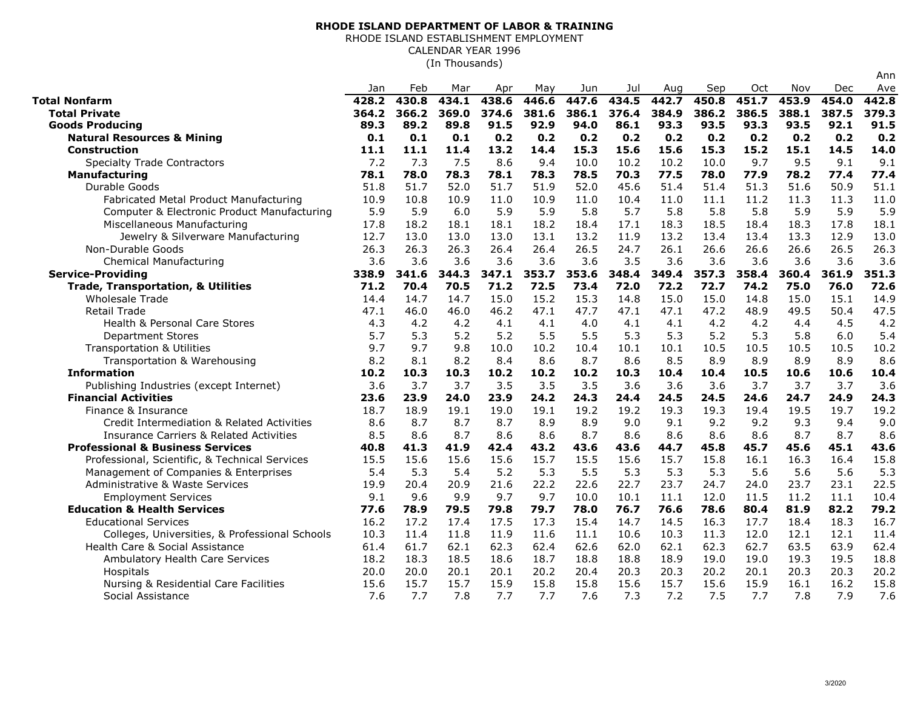**RHODE ISLAND DEPARTMENT OF LABOR & TRAINING**

RHODE ISLAND ESTABLISHMENT EMPLOYMENT

CALENDAR YEAR 1996

(In Thousands)

| | Jan | Feb | Mar | Apr | May | Jun | Jul | Aug | Sep | Oct | Nov | Dec | Ann Ave |
|---|---|---|---|---|---|---|---|---|---|---|---|---|---|
| **Total Nonfarm** | **428.2** | **430.8** | **434.1** | **438.6** | **446.6** | **447.6** | **434.5** | **442.7** | **450.8** | **451.7** | **453.9** | **454.0** | **442.8** |
| **Total Private** | **364.2** | **366.2** | **369.0** | **374.6** | **381.6** | **386.1** | **376.4** | **384.9** | **386.2** | **386.5** | **388.1** | **387.5** | **379.3** |
| **Goods Producing** | **89.3** | **89.2** | **89.8** | **91.5** | **92.9** | **94.0** | **86.1** | **93.3** | **93.5** | **93.3** | **93.5** | **92.1** | **91.5** |
| **Natural Resources & Mining** | **0.1** | **0.1** | **0.1** | **0.2** | **0.2** | **0.2** | **0.2** | **0.2** | **0.2** | **0.2** | **0.2** | **0.2** | **0.2** |
| **Construction** | **11.1** | **11.1** | **11.4** | **13.2** | **14.4** | **15.3** | **15.6** | **15.6** | **15.3** | **15.2** | **15.1** | **14.5** | **14.0** |
| Specialty Trade Contractors | 7.2 | 7.3 | 7.5 | 8.6 | 9.4 | 10.0 | 10.2 | 10.2 | 10.0 | 9.7 | 9.5 | 9.1 | 9.1 |
| **Manufacturing** | **78.1** | **78.0** | **78.3** | **78.1** | **78.3** | **78.5** | **70.3** | **77.5** | **78.0** | **77.9** | **78.2** | **77.4** | **77.4** |
| Durable Goods | 51.8 | 51.7 | 52.0 | 51.7 | 51.9 | 52.0 | 45.6 | 51.4 | 51.4 | 51.3 | 51.6 | 50.9 | 51.1 |
| Fabricated Metal Product Manufacturing | 10.9 | 10.8 | 10.9 | 11.0 | 10.9 | 11.0 | 10.4 | 11.0 | 11.1 | 11.2 | 11.3 | 11.3 | 11.0 |
| Computer & Electronic Product Manufacturing | 5.9 | 5.9 | 6.0 | 5.9 | 5.9 | 5.8 | 5.7 | 5.8 | 5.8 | 5.8 | 5.9 | 5.9 | 5.9 |
| Miscellaneous Manufacturing | 17.8 | 18.2 | 18.1 | 18.1 | 18.2 | 18.4 | 17.1 | 18.3 | 18.5 | 18.4 | 18.3 | 17.8 | 18.1 |
| Jewelry & Silverware Manufacturing | 12.7 | 13.0 | 13.0 | 13.0 | 13.1 | 13.2 | 11.9 | 13.2 | 13.4 | 13.4 | 13.3 | 12.9 | 13.0 |
| Non-Durable Goods | 26.3 | 26.3 | 26.3 | 26.4 | 26.4 | 26.5 | 24.7 | 26.1 | 26.6 | 26.6 | 26.6 | 26.5 | 26.3 |
| Chemical Manufacturing | 3.6 | 3.6 | 3.6 | 3.6 | 3.6 | 3.6 | 3.5 | 3.6 | 3.6 | 3.6 | 3.6 | 3.6 | 3.6 |
| **Service-Providing** | **338.9** | **341.6** | **344.3** | **347.1** | **353.7** | **353.6** | **348.4** | **349.4** | **357.3** | **358.4** | **360.4** | **361.9** | **351.3** |
| **Trade, Transportation, & Utilities** | **71.2** | **70.4** | **70.5** | **71.2** | **72.5** | **73.4** | **72.0** | **72.2** | **72.7** | **74.2** | **75.0** | **76.0** | **72.6** |
| Wholesale Trade | 14.4 | 14.7 | 14.7 | 15.0 | 15.2 | 15.3 | 14.8 | 15.0 | 15.0 | 14.8 | 15.0 | 15.1 | 14.9 |
| Retail Trade | 47.1 | 46.0 | 46.0 | 46.2 | 47.1 | 47.7 | 47.1 | 47.1 | 47.2 | 48.9 | 49.5 | 50.4 | 47.5 |
| Health & Personal Care Stores | 4.3 | 4.2 | 4.2 | 4.1 | 4.1 | 4.0 | 4.1 | 4.1 | 4.2 | 4.2 | 4.4 | 4.5 | 4.2 |
| Department Stores | 5.7 | 5.3 | 5.2 | 5.2 | 5.5 | 5.5 | 5.3 | 5.3 | 5.2 | 5.3 | 5.8 | 6.0 | 5.4 |
| Transportation & Utilities | 9.7 | 9.7 | 9.8 | 10.0 | 10.2 | 10.4 | 10.1 | 10.1 | 10.5 | 10.5 | 10.5 | 10.5 | 10.2 |
| Transportation & Warehousing | 8.2 | 8.1 | 8.2 | 8.4 | 8.6 | 8.7 | 8.6 | 8.5 | 8.9 | 8.9 | 8.9 | 8.9 | 8.6 |
| **Information** | **10.2** | **10.3** | **10.3** | **10.2** | **10.2** | **10.2** | **10.3** | **10.4** | **10.4** | **10.5** | **10.6** | **10.6** | **10.4** |
| Publishing Industries (except Internet) | 3.6 | 3.7 | 3.7 | 3.5 | 3.5 | 3.5 | 3.6 | 3.6 | 3.6 | 3.7 | 3.7 | 3.7 | 3.6 |
| **Financial Activities** | **23.6** | **23.9** | **24.0** | **23.9** | **24.2** | **24.3** | **24.4** | **24.5** | **24.5** | **24.6** | **24.7** | **24.9** | **24.3** |
| Finance & Insurance | 18.7 | 18.9 | 19.1 | 19.0 | 19.1 | 19.2 | 19.2 | 19.3 | 19.3 | 19.4 | 19.5 | 19.7 | 19.2 |
| Credit Intermediation & Related Activities | 8.6 | 8.7 | 8.7 | 8.7 | 8.9 | 8.9 | 9.0 | 9.1 | 9.2 | 9.2 | 9.3 | 9.4 | 9.0 |
| Insurance Carriers & Related Activities | 8.5 | 8.6 | 8.7 | 8.6 | 8.6 | 8.7 | 8.6 | 8.6 | 8.6 | 8.6 | 8.7 | 8.7 | 8.6 |
| **Professional & Business Services** | **40.8** | **41.3** | **41.9** | **42.4** | **43.2** | **43.6** | **43.6** | **44.7** | **45.8** | **45.7** | **45.6** | **45.1** | **43.6** |
| Professional, Scientific, & Technical Services | 15.5 | 15.6 | 15.6 | 15.6 | 15.7 | 15.5 | 15.6 | 15.7 | 15.8 | 16.1 | 16.3 | 16.4 | 15.8 |
| Management of Companies & Enterprises | 5.4 | 5.3 | 5.4 | 5.2 | 5.3 | 5.5 | 5.3 | 5.3 | 5.3 | 5.6 | 5.6 | 5.6 | 5.3 |
| Administrative & Waste Services | 19.9 | 20.4 | 20.9 | 21.6 | 22.2 | 22.6 | 22.7 | 23.7 | 24.7 | 24.0 | 23.7 | 23.1 | 22.5 |
| Employment Services | 9.1 | 9.6 | 9.9 | 9.7 | 9.7 | 10.0 | 10.1 | 11.1 | 12.0 | 11.5 | 11.2 | 11.1 | 10.4 |
| **Education & Health Services** | **77.6** | **78.9** | **79.5** | **79.8** | **79.7** | **78.0** | **76.7** | **76.6** | **78.6** | **80.4** | **81.9** | **82.2** | **79.2** |
| Educational Services | 16.2 | 17.2 | 17.4 | 17.5 | 17.3 | 15.4 | 14.7 | 14.5 | 16.3 | 17.7 | 18.4 | 18.3 | 16.7 |
| Colleges, Universities, & Professional Schools | 10.3 | 11.4 | 11.8 | 11.9 | 11.6 | 11.1 | 10.6 | 10.3 | 11.3 | 12.0 | 12.1 | 12.1 | 11.4 |
| Health Care & Social Assistance | 61.4 | 61.7 | 62.1 | 62.3 | 62.4 | 62.6 | 62.0 | 62.1 | 62.3 | 62.7 | 63.5 | 63.9 | 62.4 |
| Ambulatory Health Care Services | 18.2 | 18.3 | 18.5 | 18.6 | 18.7 | 18.8 | 18.8 | 18.9 | 19.0 | 19.0 | 19.3 | 19.5 | 18.8 |
| Hospitals | 20.0 | 20.0 | 20.1 | 20.1 | 20.2 | 20.4 | 20.3 | 20.3 | 20.2 | 20.1 | 20.3 | 20.3 | 20.2 |
| Nursing & Residential Care Facilities | 15.6 | 15.7 | 15.7 | 15.9 | 15.8 | 15.8 | 15.6 | 15.7 | 15.6 | 15.9 | 16.1 | 16.2 | 15.8 |
| Social Assistance | 7.6 | 7.7 | 7.8 | 7.7 | 7.7 | 7.6 | 7.3 | 7.2 | 7.5 | 7.7 | 7.8 | 7.9 | 7.6 |

3/2020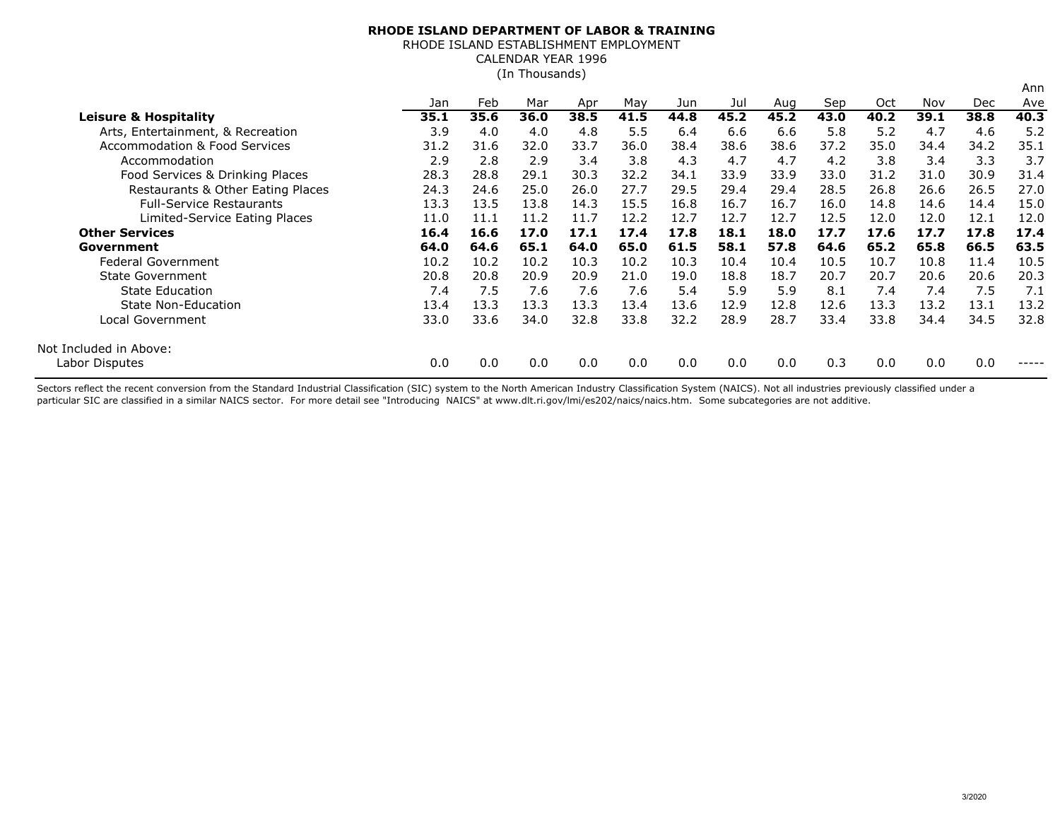**RHODE ISLAND DEPARTMENT OF LABOR & TRAINING**
RHODE ISLAND ESTABLISHMENT EMPLOYMENT
CALENDAR YEAR 1996
(In Thousands)

| | Jan | Feb | Mar | Apr | May | Jun | Jul | Aug | Sep | Oct | Nov | Dec | Ann Ave |
|---|---|---|---|---|---|---|---|---|---|---|---|---|---|
| **Leisure & Hospitality** | **35.1** | **35.6** | **36.0** | **38.5** | **41.5** | **44.8** | **45.2** | **45.2** | **43.0** | **40.2** | **39.1** | **38.8** | **40.3** |
| Arts, Entertainment, & Recreation | 3.9 | 4.0 | 4.0 | 4.8 | 5.5 | 6.4 | 6.6 | 6.6 | 5.8 | 5.2 | 4.7 | 4.6 | 5.2 |
| Accommodation & Food Services | 31.2 | 31.6 | 32.0 | 33.7 | 36.0 | 38.4 | 38.6 | 38.6 | 37.2 | 35.0 | 34.4 | 34.2 | 35.1 |
| Accommodation | 2.9 | 2.8 | 2.9 | 3.4 | 3.8 | 4.3 | 4.7 | 4.7 | 4.2 | 3.8 | 3.4 | 3.3 | 3.7 |
| Food Services & Drinking Places | 28.3 | 28.8 | 29.1 | 30.3 | 32.2 | 34.1 | 33.9 | 33.9 | 33.0 | 31.2 | 31.0 | 30.9 | 31.4 |
| Restaurants & Other Eating Places | 24.3 | 24.6 | 25.0 | 26.0 | 27.7 | 29.5 | 29.4 | 29.4 | 28.5 | 26.8 | 26.6 | 26.5 | 27.0 |
| Full-Service Restaurants | 13.3 | 13.5 | 13.8 | 14.3 | 15.5 | 16.8 | 16.7 | 16.7 | 16.0 | 14.8 | 14.6 | 14.4 | 15.0 |
| Limited-Service Eating Places | 11.0 | 11.1 | 11.2 | 11.7 | 12.2 | 12.7 | 12.7 | 12.7 | 12.5 | 12.0 | 12.0 | 12.1 | 12.0 |
| **Other Services** | **16.4** | **16.6** | **17.0** | **17.1** | **17.4** | **17.8** | **18.1** | **18.0** | **17.7** | **17.6** | **17.7** | **17.8** | **17.4** |
| **Government** | **64.0** | **64.6** | **65.1** | **64.0** | **65.0** | **61.5** | **58.1** | **57.8** | **64.6** | **65.2** | **65.8** | **66.5** | **63.5** |
| Federal Government | 10.2 | 10.2 | 10.2 | 10.3 | 10.2 | 10.3 | 10.4 | 10.4 | 10.5 | 10.7 | 10.8 | 11.4 | 10.5 |
| State Government | 20.8 | 20.8 | 20.9 | 20.9 | 21.0 | 19.0 | 18.8 | 18.7 | 20.7 | 20.7 | 20.6 | 20.6 | 20.3 |
| State Education | 7.4 | 7.5 | 7.6 | 7.6 | 7.6 | 5.4 | 5.9 | 5.9 | 8.1 | 7.4 | 7.4 | 7.5 | 7.1 |
| State Non-Education | 13.4 | 13.3 | 13.3 | 13.3 | 13.4 | 13.6 | 12.9 | 12.8 | 12.6 | 13.3 | 13.2 | 13.1 | 13.2 |
| Local Government | 33.0 | 33.6 | 34.0 | 32.8 | 33.8 | 32.2 | 28.9 | 28.7 | 33.4 | 33.8 | 34.4 | 34.5 | 32.8 |
| Not Included in Above: | | | | | | | | | | | | | |
| Labor Disputes | 0.0 | 0.0 | 0.0 | 0.0 | 0.0 | 0.0 | 0.0 | 0.0 | 0.3 | 0.0 | 0.0 | 0.0 | ----- |

Sectors reflect the recent conversion from the Standard Industrial Classification (SIC) system to the North American Industry Classification System (NAICS). Not all industries previously classified under a particular SIC are classified in a similar NAICS sector. For more detail see "Introducing NAICS" at www.dlt.ri.gov/lmi/es202/naics/naics.htm. Some subcategories are not additive.

3/2020